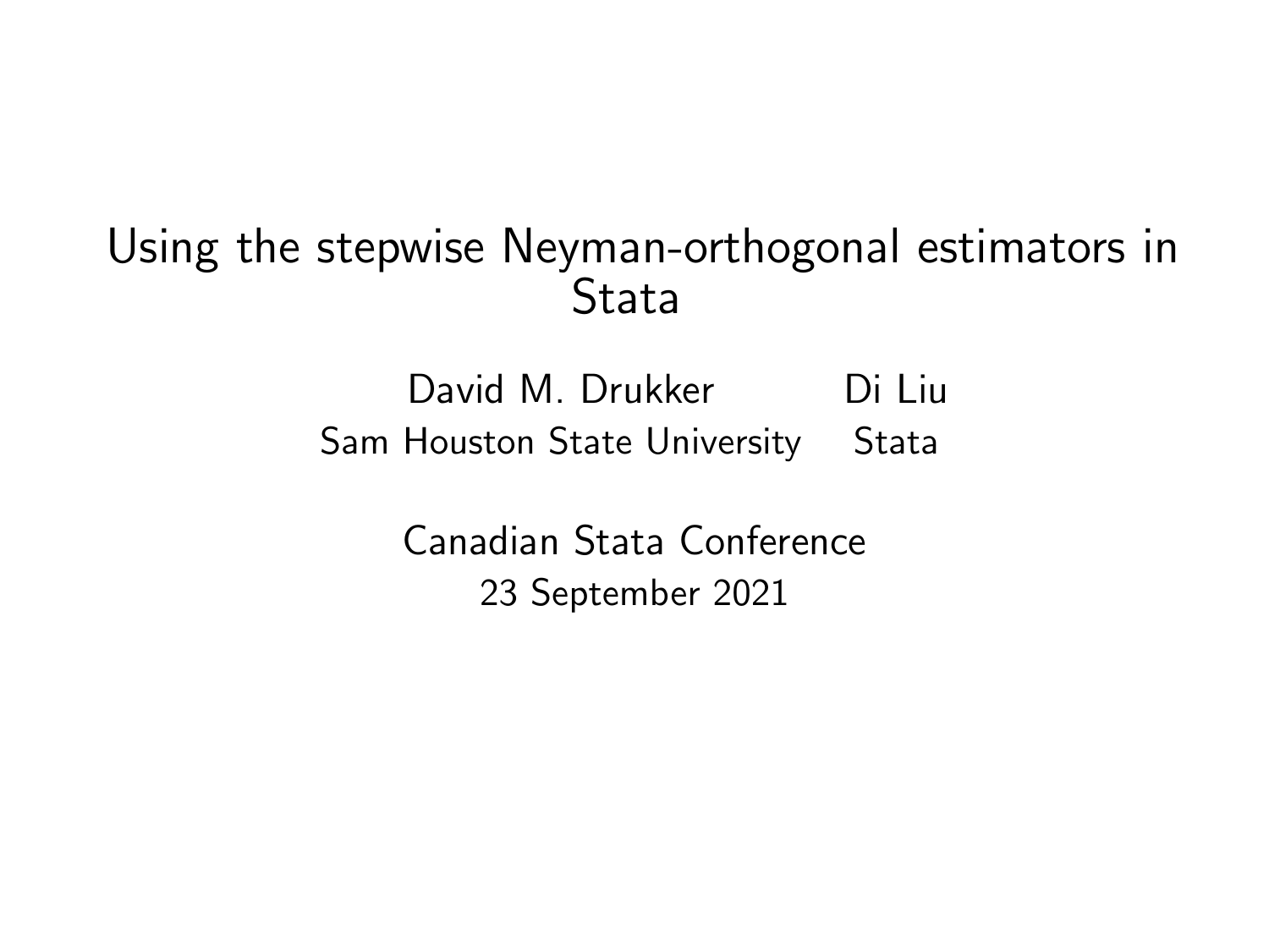# Using the stepwise Neyman-orthogonal estimators in Stata

David M. Drukker
Sam Houston State University

Di Liu
Stata

Canadian Stata Conference
23 September 2021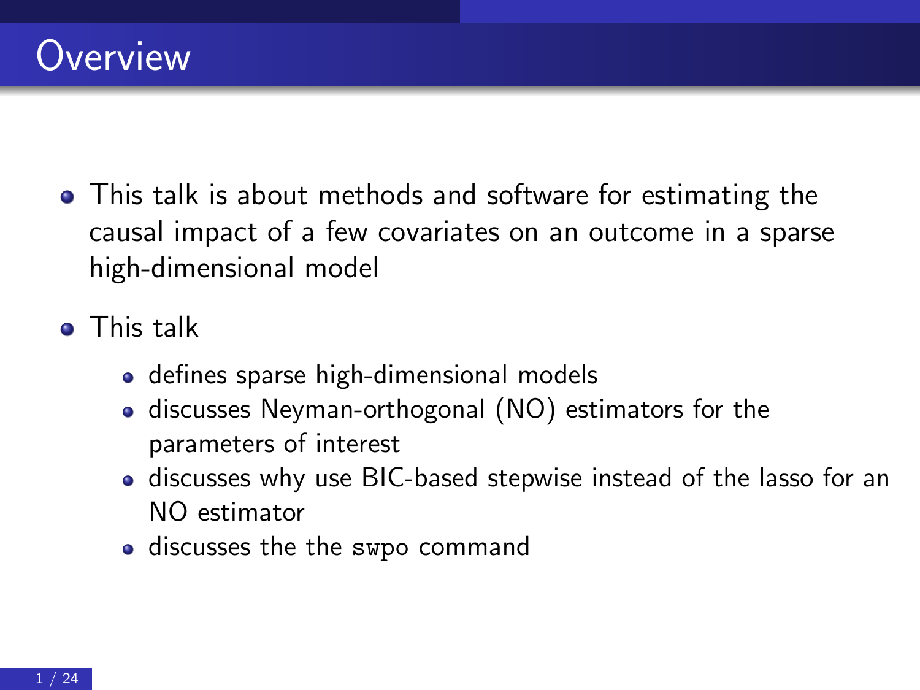# Overview

- This talk is about methods and software for estimating the causal impact of a few covariates on an outcome in a sparse high-dimensional model
- This talk
  - defines sparse high-dimensional models
  - discusses Neyman-orthogonal (NO) estimators for the parameters of interest
  - discusses why use BIC-based stepwise instead of the lasso for an NO estimator
  - discusses the the `swpo` command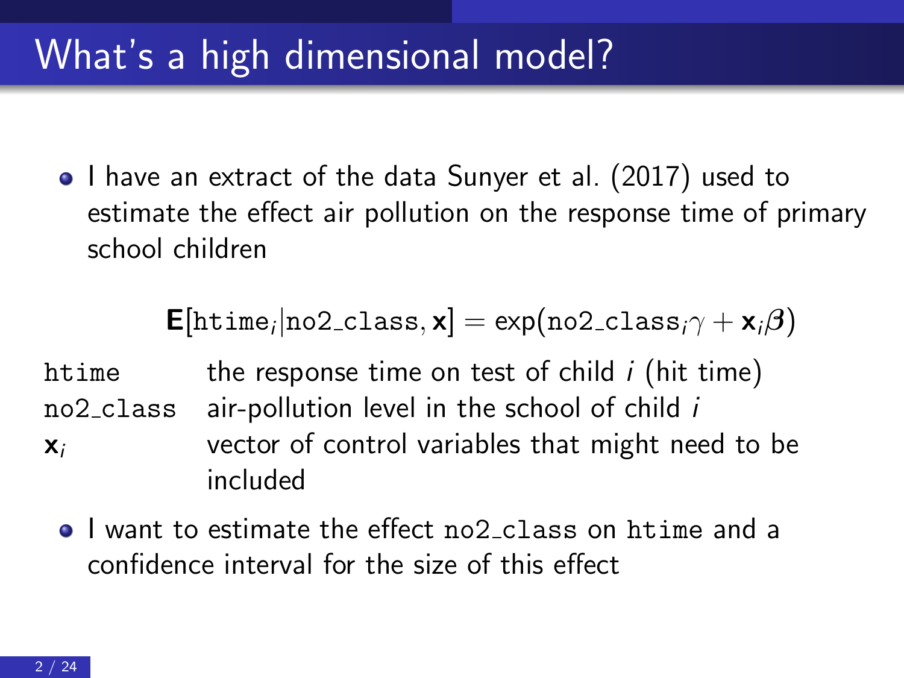# What's a high dimensional model?

- I have an extract of the data Sunyer et al. (2017) used to estimate the effect air pollution on the response time of primary school children

$$\mathbf{E}[\texttt{htime}_i|\texttt{no2\_class}, \mathbf{x}] = \exp(\texttt{no2\_class}_i\gamma + \mathbf{x}_i\boldsymbol{\beta})$$

| | |
|---|---|
| `htime` | the response time on test of child $i$ (hit time) |
| `no2_class` | air-pollution level in the school of child $i$ |
| $\mathbf{x}_i$ | vector of control variables that might need to be included |

- I want to estimate the effect `no2_class` on `htime` and a confidence interval for the size of this effect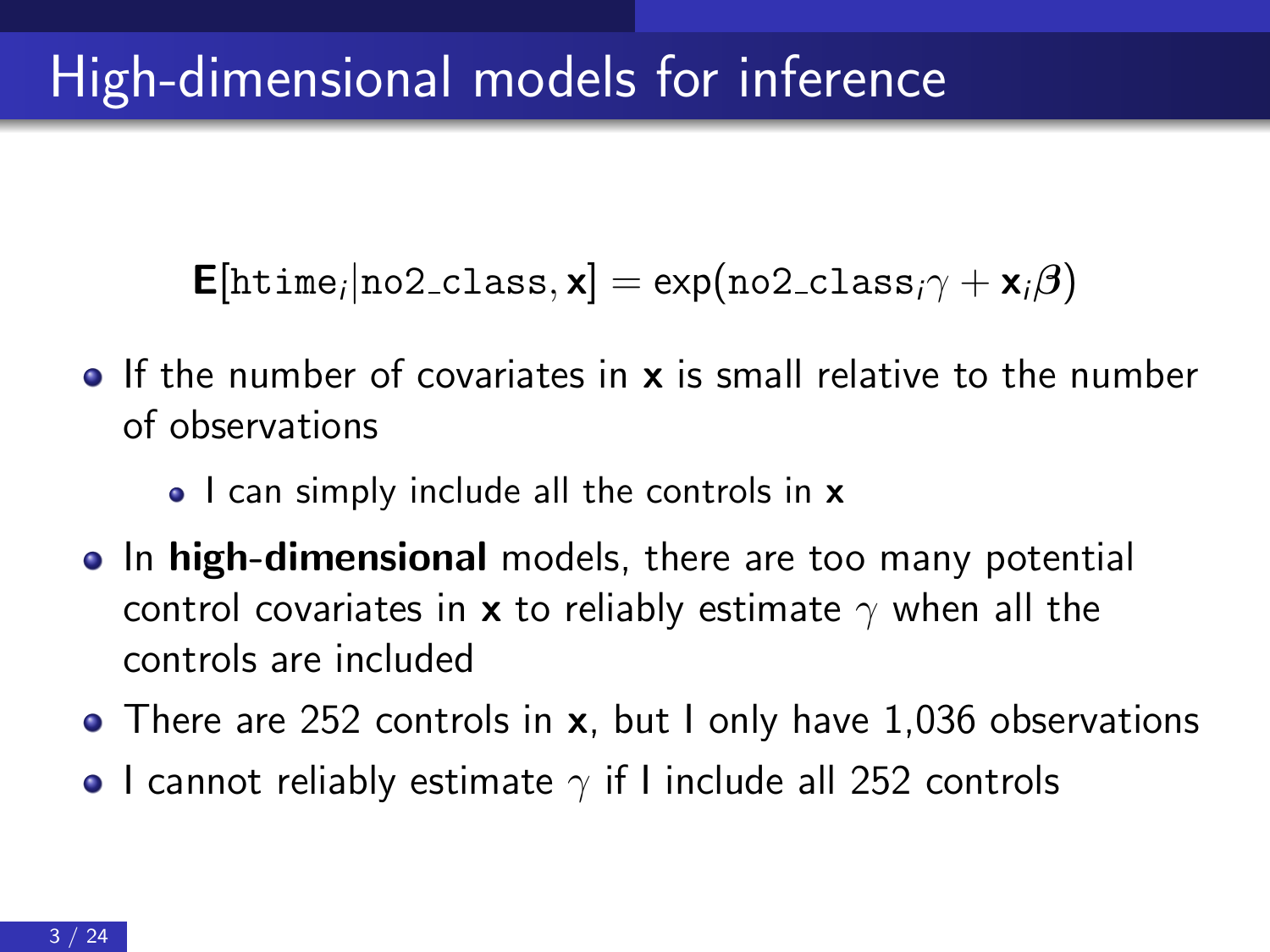# High-dimensional models for inference

$$\mathbf{E}[\texttt{htime}_i | \texttt{no2\_class}, \mathbf{x}] = \exp(\texttt{no2\_class}_i \gamma + \mathbf{x}_i \boldsymbol{\beta})$$

- If the number of covariates in $\mathbf{x}$ is small relative to the number of observations
  - I can simply include all the controls in $\mathbf{x}$
- In **high-dimensional** models, there are too many potential control covariates in $\mathbf{x}$ to reliably estimate $\gamma$ when all the controls are included
- There are 252 controls in $\mathbf{x}$, but I only have 1,036 observations
- I cannot reliably estimate $\gamma$ if I include all 252 controls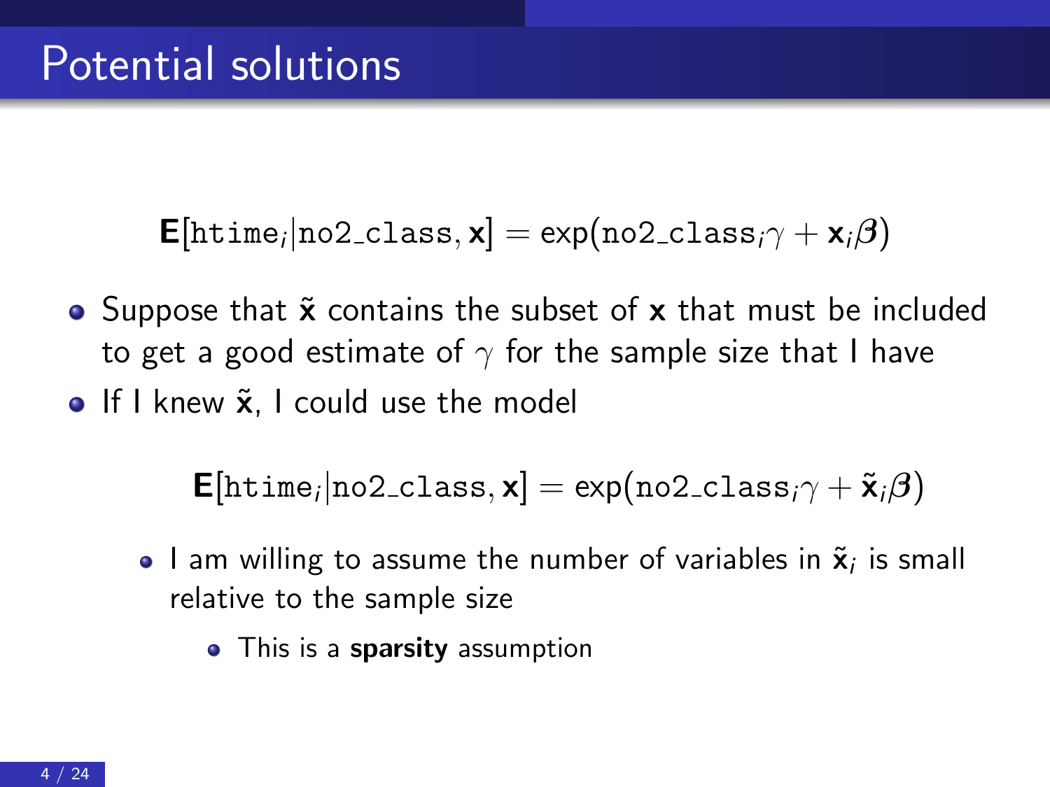# Potential solutions

$$\mathbf{E}[\texttt{htime}_i | \texttt{no2\_class}, \mathbf{x}] = \exp(\texttt{no2\_class}_i \gamma + \mathbf{x}_i \boldsymbol{\beta})$$

- Suppose that $\tilde{\mathbf{x}}$ contains the subset of $\mathbf{x}$ that must be included to get a good estimate of $\gamma$ for the sample size that I have
- If I knew $\tilde{\mathbf{x}}$, I could use the model

$$\mathbf{E}[\texttt{htime}_i | \texttt{no2\_class}, \mathbf{x}] = \exp(\texttt{no2\_class}_i \gamma + \tilde{\mathbf{x}}_i \boldsymbol{\beta})$$

  - I am willing to assume the number of variables in $\tilde{\mathbf{x}}_i$ is small relative to the sample size
    - This is a **sparsity** assumption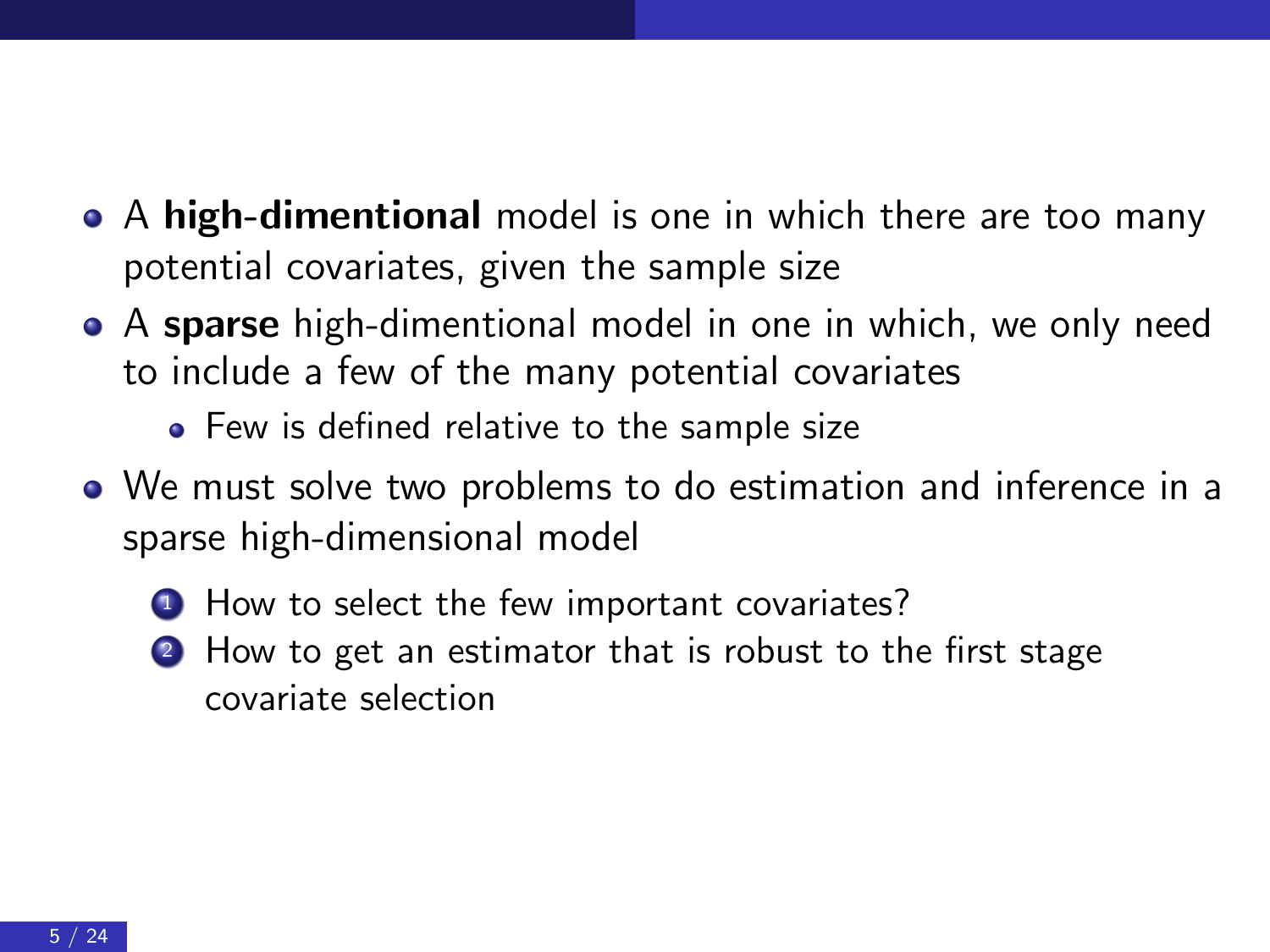- A **high-dimentional** model is one in which there are too many potential covariates, given the sample size
- A **sparse** high-dimentional model in one in which, we only need to include a few of the many potential covariates
  - Few is defined relative to the sample size
- We must solve two problems to do estimation and inference in a sparse high-dimensional model
  1. How to select the few important covariates?
  2. How to get an estimator that is robust to the first stage covariate selection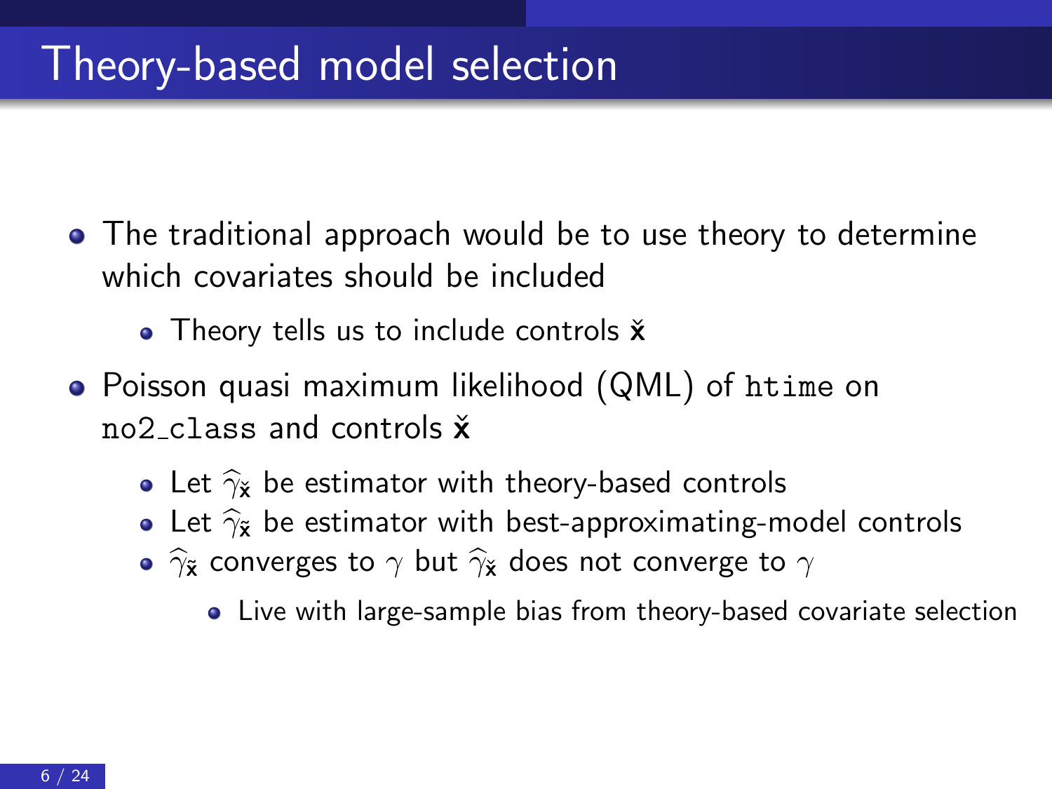# Theory-based model selection

- The traditional approach would be to use theory to determine which covariates should be included
  - Theory tells us to include controls $\check{\mathbf{x}}$
- Poisson quasi maximum likelihood (QML) of `htime` on `no2_class` and controls $\check{\mathbf{x}}$
  - Let $\widehat{\gamma}_{\check{\mathbf{x}}}$ be estimator with theory-based controls
  - Let $\widehat{\gamma}_{\tilde{\mathbf{x}}}$ be estimator with best-approximating-model controls
  - $\widehat{\gamma}_{\tilde{\mathbf{x}}}$ converges to $\gamma$ but $\widehat{\gamma}_{\check{\mathbf{x}}}$ does not converge to $\gamma$
    - Live with large-sample bias from theory-based covariate selection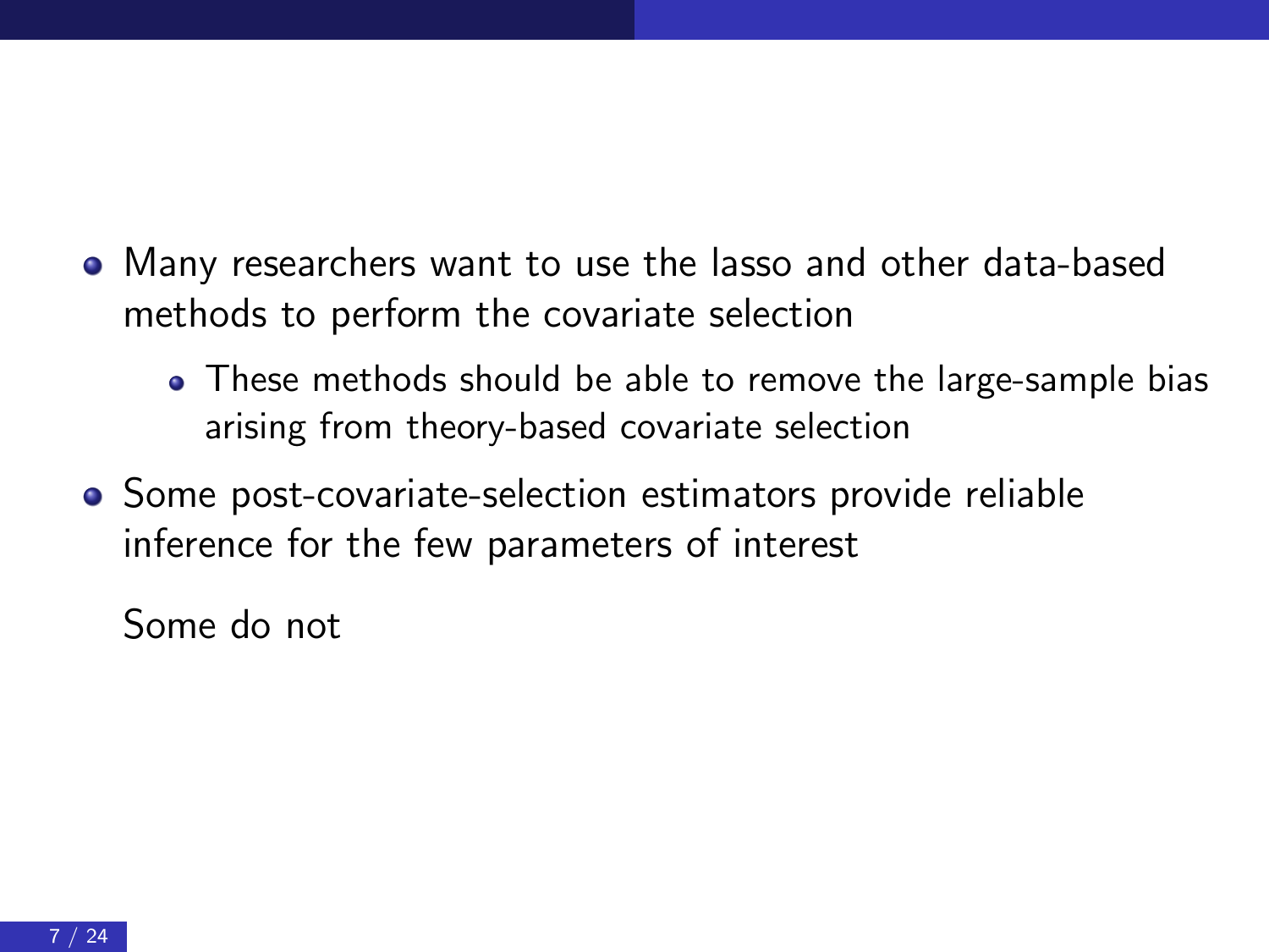- Many researchers want to use the lasso and other data-based methods to perform the covariate selection
  - These methods should be able to remove the large-sample bias arising from theory-based covariate selection
- Some post-covariate-selection estimators provide reliable inference for the few parameters of interest

  Some do not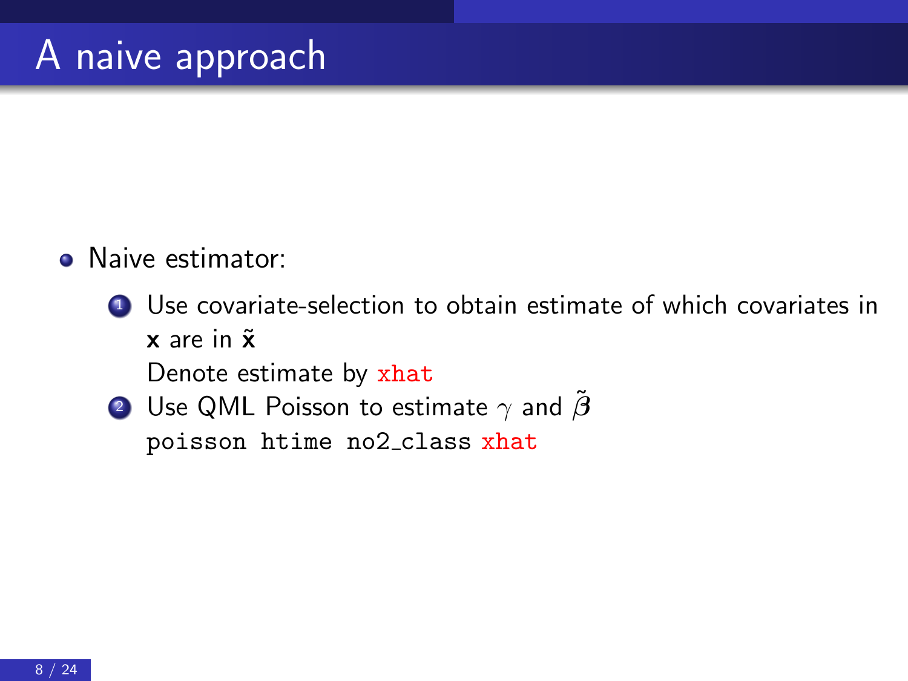# A naive approach

- Naive estimator:
  1. Use covariate-selection to obtain estimate of which covariates in $\mathbf{x}$ are in $\tilde{\mathbf{x}}$
     Denote estimate by `xhat`
  2. Use QML Poisson to estimate $\gamma$ and $\tilde{\boldsymbol{\beta}}$
     `poisson htime no2_class xhat`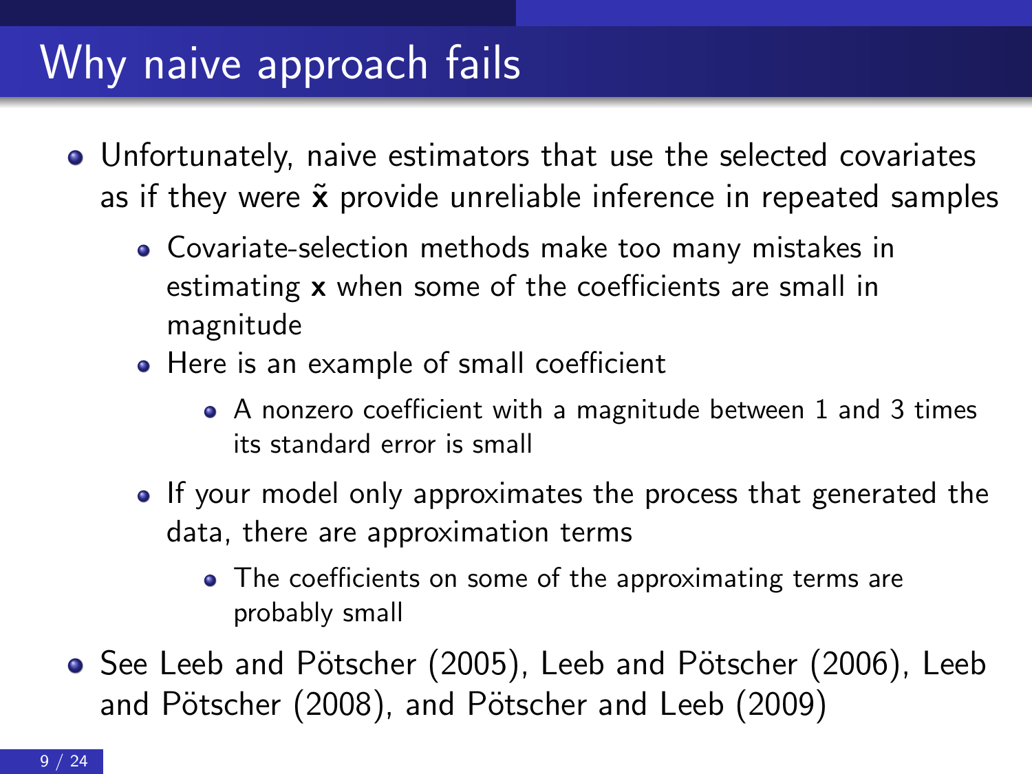# Why naive approach fails

- Unfortunately, naive estimators that use the selected covariates as if they were $\tilde{\mathbf{x}}$ provide unreliable inference in repeated samples
  - Covariate-selection methods make too many mistakes in estimating $\mathbf{x}$ when some of the coefficients are small in magnitude
  - Here is an example of small coefficient
    - A nonzero coefficient with a magnitude between 1 and 3 times its standard error is small
  - If your model only approximates the process that generated the data, there are approximation terms
    - The coefficients on some of the approximating terms are probably small
- See Leeb and Pötscher (2005), Leeb and Pötscher (2006), Leeb and Pötscher (2008), and Pötscher and Leeb (2009)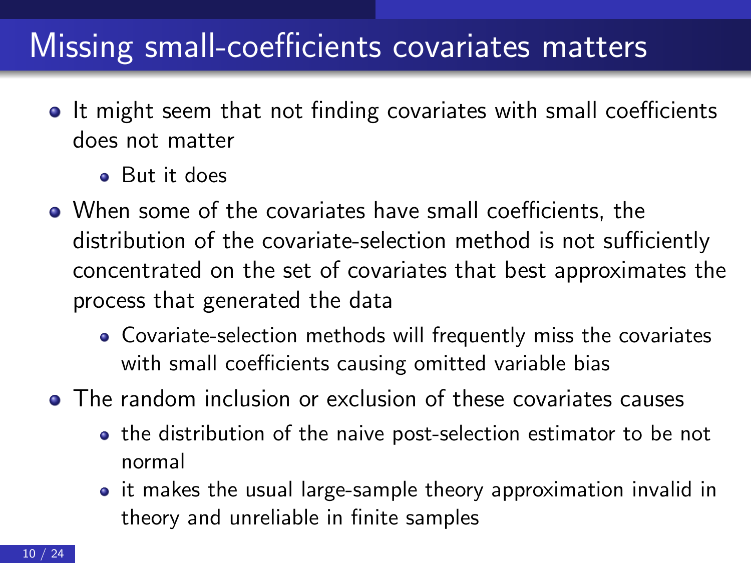# Missing small-coefficients covariates matters

- It might seem that not finding covariates with small coefficients does not matter
  - But it does
- When some of the covariates have small coefficients, the distribution of the covariate-selection method is not sufficiently concentrated on the set of covariates that best approximates the process that generated the data
  - Covariate-selection methods will frequently miss the covariates with small coefficients causing omitted variable bias
- The random inclusion or exclusion of these covariates causes
  - the distribution of the naive post-selection estimator to be not normal
  - it makes the usual large-sample theory approximation invalid in theory and unreliable in finite samples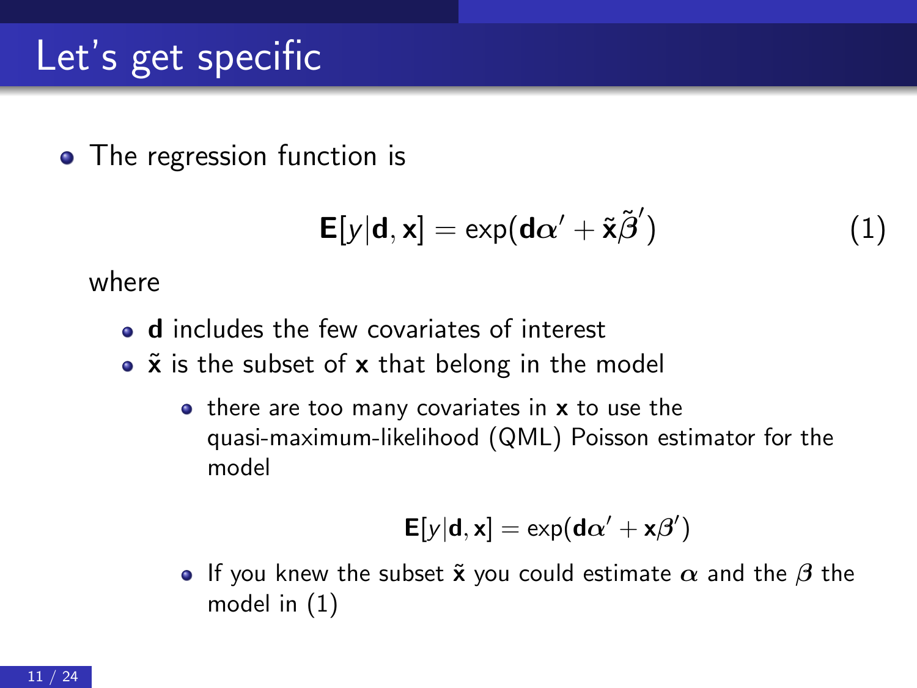# Let's get specific

- The regression function is

$$\mathbf{E}[y|\mathbf{d}, \mathbf{x}] = \exp(\mathbf{d}\boldsymbol{\alpha}' + \tilde{\mathbf{x}}\tilde{\boldsymbol{\beta}}') \tag{1}$$

  where

  - $\mathbf{d}$ includes the few covariates of interest
  - $\tilde{\mathbf{x}}$ is the subset of $\mathbf{x}$ that belong in the model
    - there are too many covariates in $\mathbf{x}$ to use the quasi-maximum-likelihood (QML) Poisson estimator for the model

$$\mathbf{E}[y|\mathbf{d}, \mathbf{x}] = \exp(\mathbf{d}\boldsymbol{\alpha}' + \mathbf{x}\boldsymbol{\beta}')$$

    - If you knew the subset $\tilde{\mathbf{x}}$ you could estimate $\boldsymbol{\alpha}$ and the $\boldsymbol{\beta}$ the model in (1)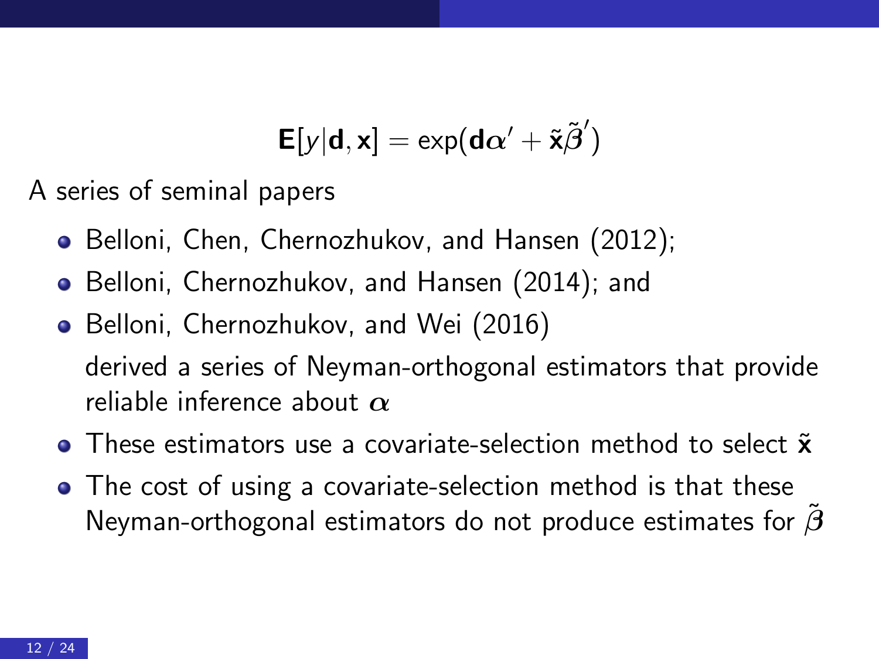$$\mathbf{E}[y|\mathbf{d},\mathbf{x}] = \exp(\mathbf{d}\boldsymbol{\alpha}' + \tilde{\mathbf{x}}\tilde{\boldsymbol{\beta}}')$$

A series of seminal papers

- Belloni, Chen, Chernozhukov, and Hansen (2012);
- Belloni, Chernozhukov, and Hansen (2014); and
- Belloni, Chernozhukov, and Wei (2016)

  derived a series of Neyman-orthogonal estimators that provide reliable inference about $\boldsymbol{\alpha}$
- These estimators use a covariate-selection method to select $\tilde{\mathbf{x}}$
- The cost of using a covariate-selection method is that these Neyman-orthogonal estimators do not produce estimates for $\tilde{\boldsymbol{\beta}}$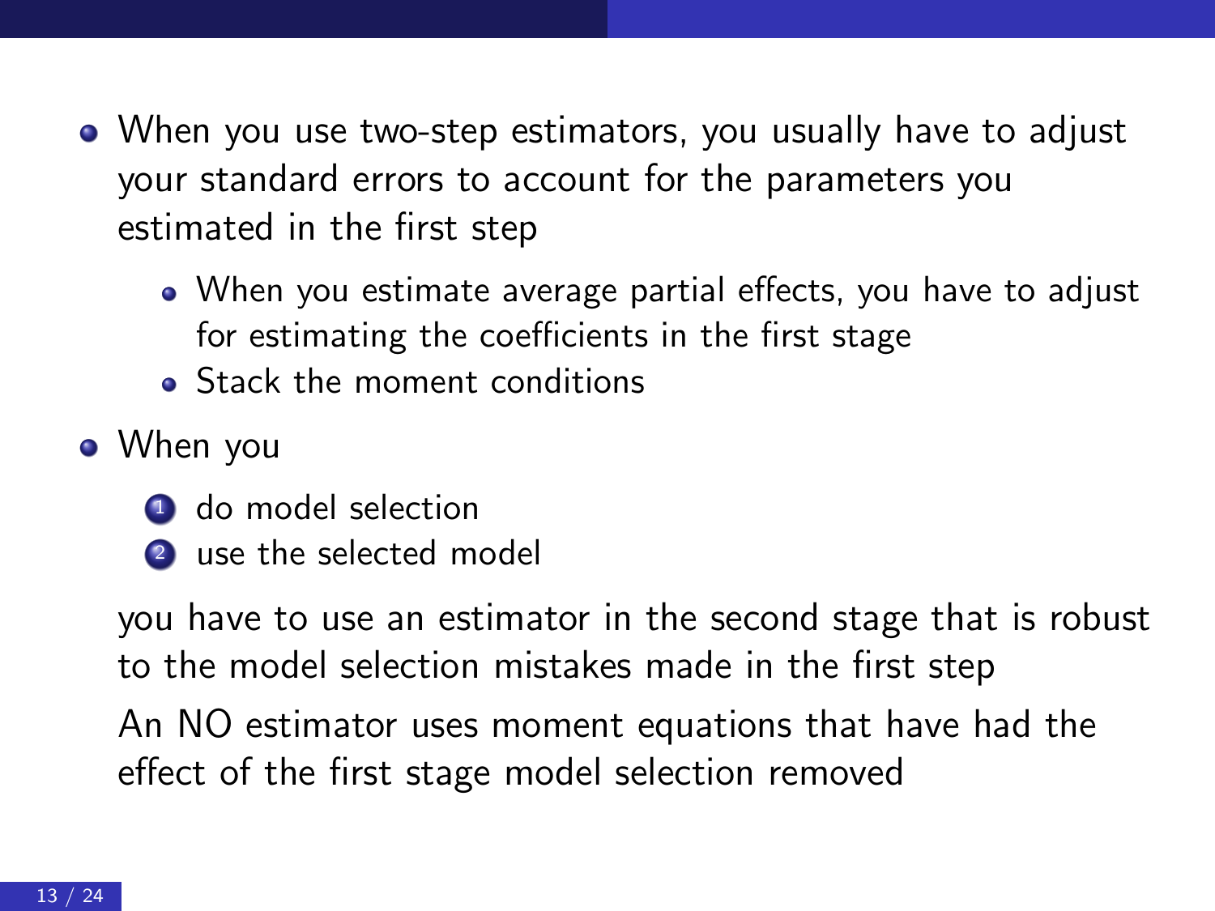- When you use two-step estimators, you usually have to adjust your standard errors to account for the parameters you estimated in the first step
  - When you estimate average partial effects, you have to adjust for estimating the coefficients in the first stage
  - Stack the moment conditions
- When you
  1. do model selection
  2. use the selected model

  you have to use an estimator in the second stage that is robust to the model selection mistakes made in the first step

  An NO estimator uses moment equations that have had the effect of the first stage model selection removed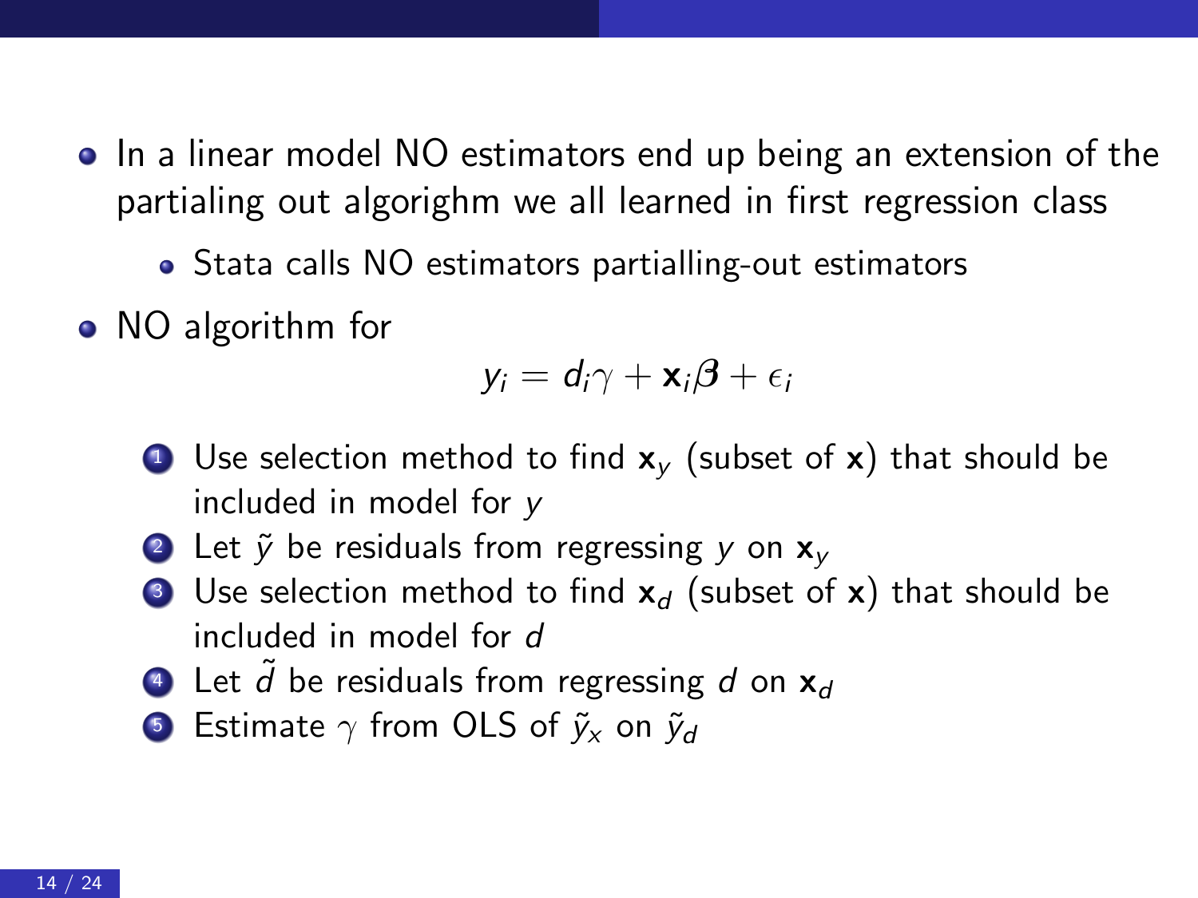- In a linear model NO estimators end up being an extension of the partialing out algorighm we all learned in first regression class
  - Stata calls NO estimators partialling-out estimators
- NO algorithm for

$$y_i = d_i\gamma + \mathbf{x}_i\boldsymbol{\beta} + \epsilon_i$$

1. Use selection method to find $\mathbf{x}_y$ (subset of $\mathbf{x}$) that should be included in model for $y$
2. Let $\tilde{y}$ be residuals from regressing $y$ on $\mathbf{x}_y$
3. Use selection method to find $\mathbf{x}_d$ (subset of $\mathbf{x}$) that should be included in model for $d$
4. Let $\tilde{d}$ be residuals from regressing $d$ on $\mathbf{x}_d$
5. Estimate $\gamma$ from OLS of $\tilde{y}_x$ on $\tilde{y}_d$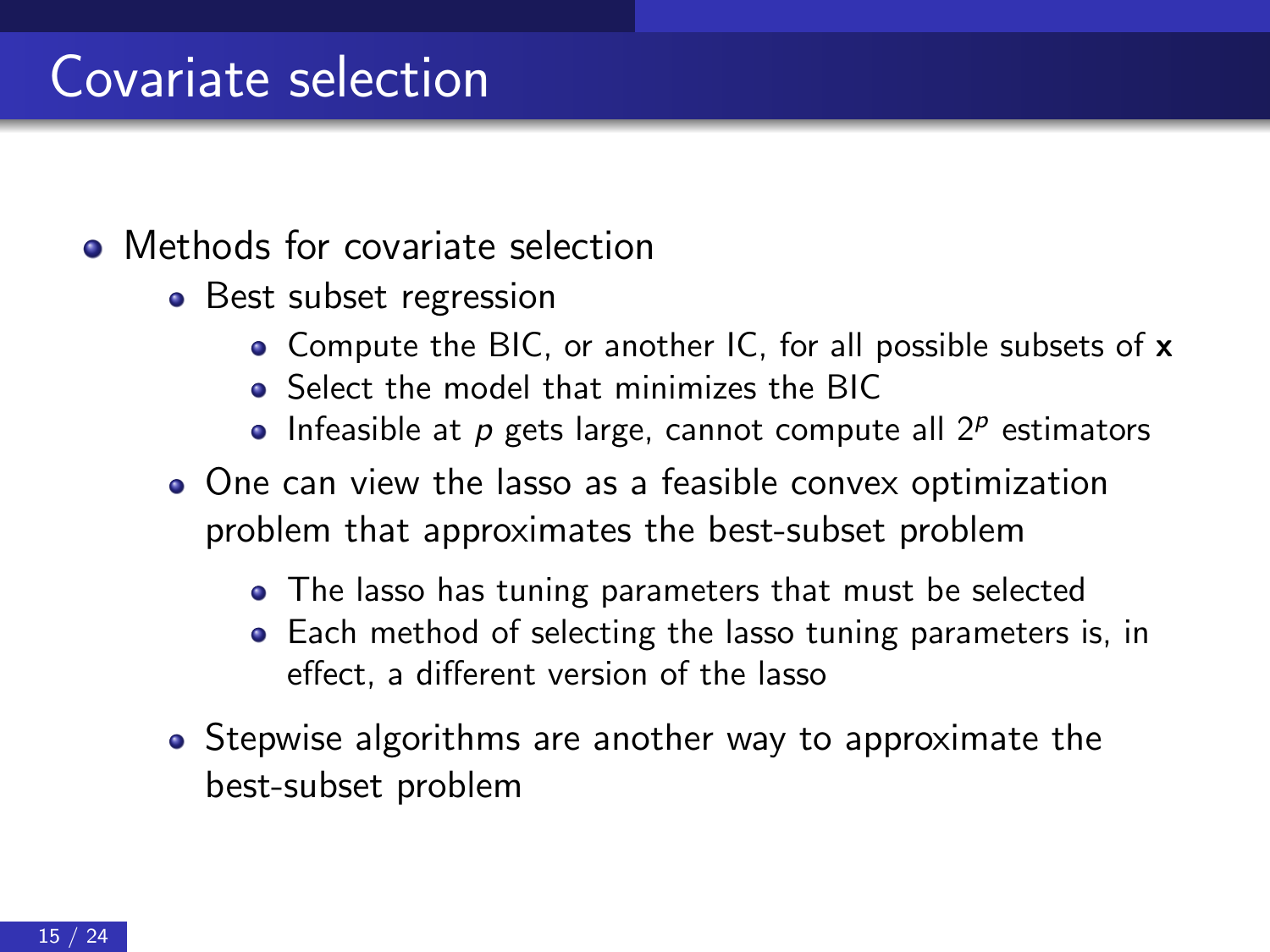# Covariate selection

- Methods for covariate selection
  - Best subset regression
    - Compute the BIC, or another IC, for all possible subsets of $\mathbf{x}$
    - Select the model that minimizes the BIC
    - Infeasible at $p$ gets large, cannot compute all $2^p$ estimators
  - One can view the lasso as a feasible convex optimization problem that approximates the best-subset problem
    - The lasso has tuning parameters that must be selected
    - Each method of selecting the lasso tuning parameters is, in effect, a different version of the lasso
  - Stepwise algorithms are another way to approximate the best-subset problem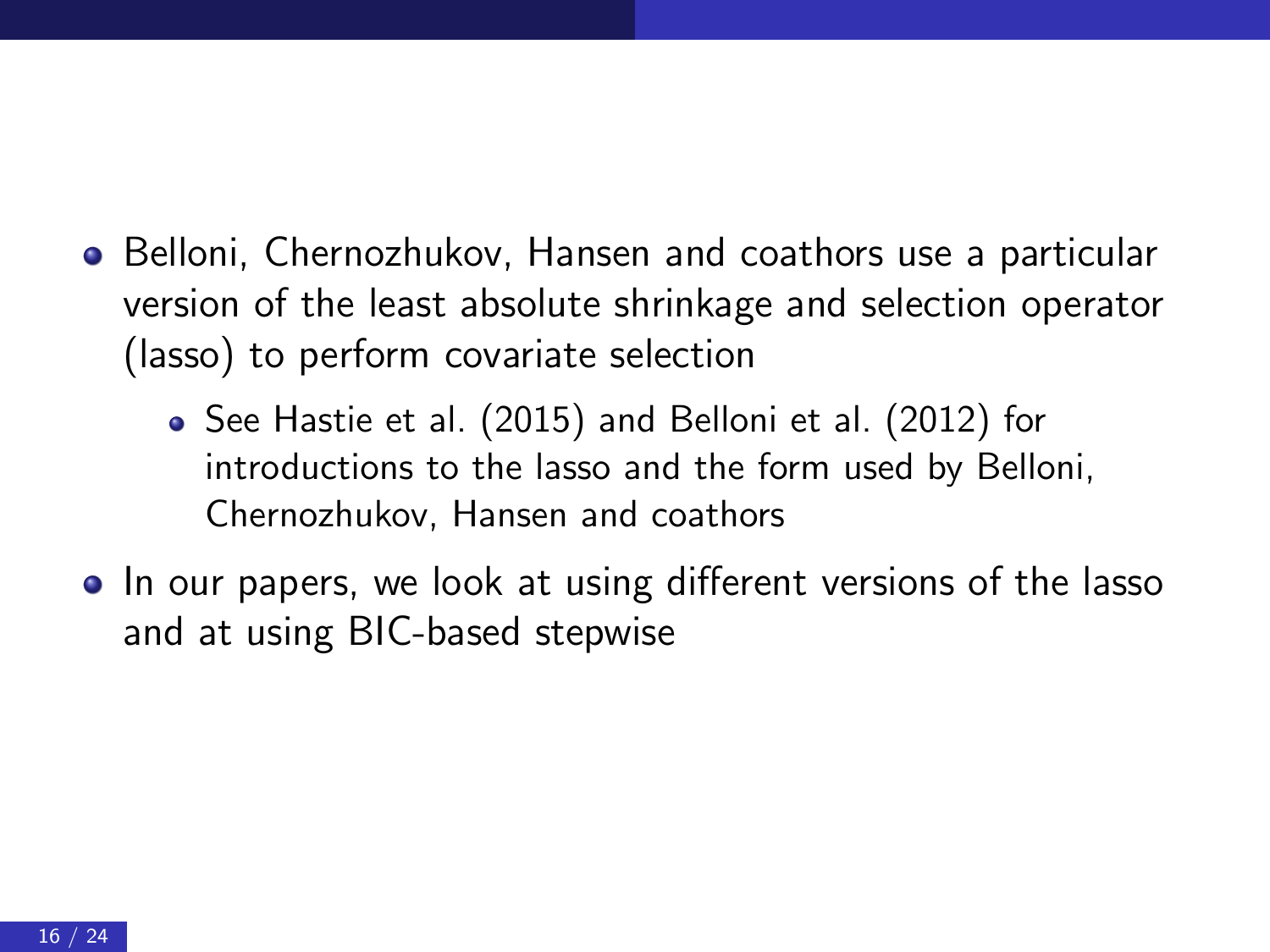- Belloni, Chernozhukov, Hansen and coathors use a particular version of the least absolute shrinkage and selection operator (lasso) to perform covariate selection
  - See Hastie et al. (2015) and Belloni et al. (2012) for introductions to the lasso and the form used by Belloni, Chernozhukov, Hansen and coathors
- In our papers, we look at using different versions of the lasso and at using BIC-based stepwise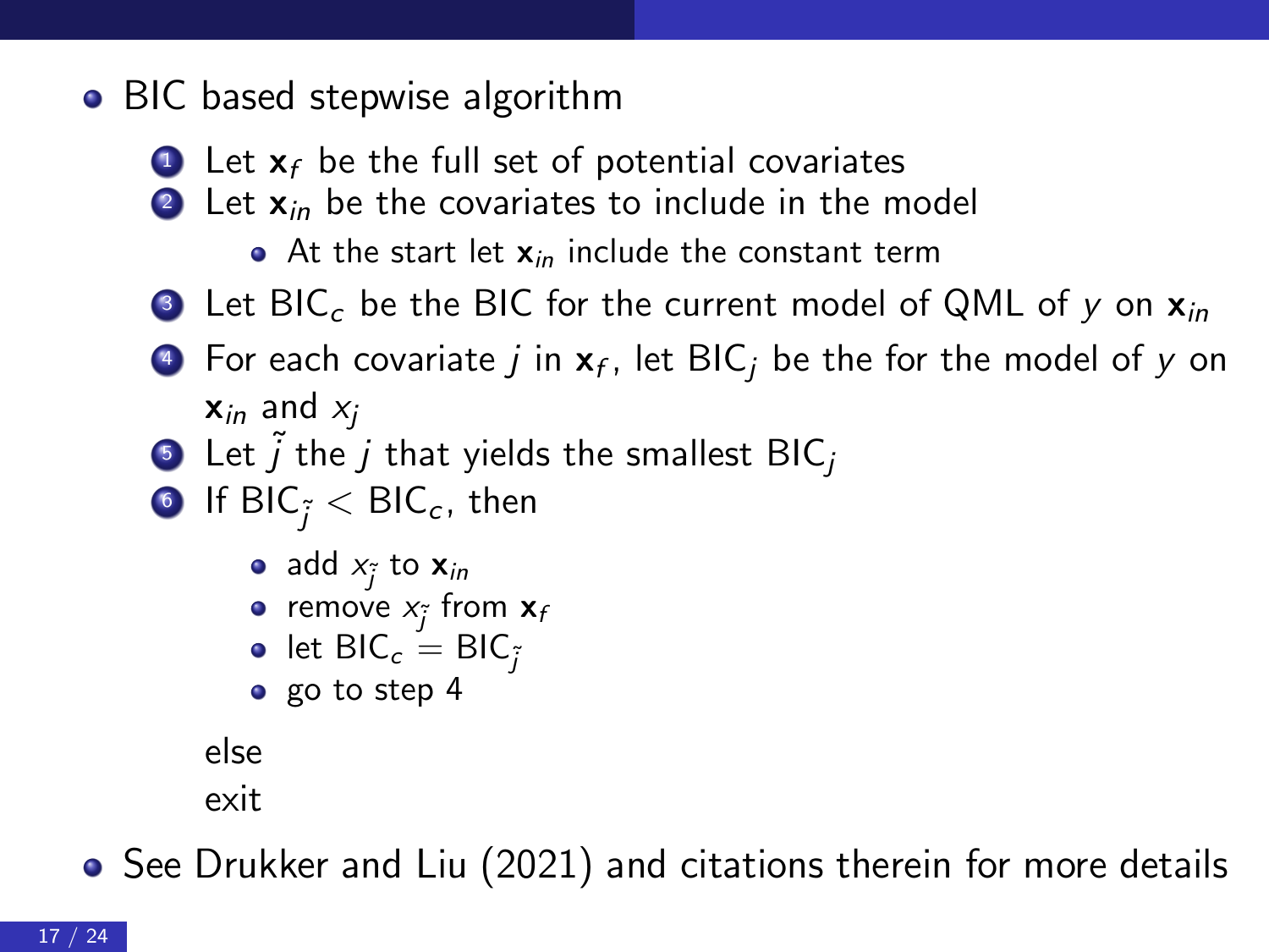- BIC based stepwise algorithm
  1. Let $\mathbf{x}_f$ be the full set of potential covariates
  2. Let $\mathbf{x}_{in}$ be the covariates to include in the model
     - At the start let $\mathbf{x}_{in}$ include the constant term
  3. Let $\text{BIC}_c$ be the BIC for the current model of QML of $y$ on $\mathbf{x}_{in}$
  4. For each covariate $j$ in $\mathbf{x}_f$, let $\text{BIC}_j$ be the for the model of $y$ on $\mathbf{x}_{in}$ and $x_j$
  5. Let $\tilde{j}$ the $j$ that yields the smallest $\text{BIC}_j$
  6. If $\text{BIC}_{\tilde{j}} < \text{BIC}_c$, then
     - add $x_{\tilde{j}}$ to $\mathbf{x}_{in}$
     - remove $x_{\tilde{j}}$ from $\mathbf{x}_f$
     - let $\text{BIC}_c = \text{BIC}_{\tilde{j}}$
     - go to step 4

     else

     exit
- See Drukker and Liu (2021) and citations therein for more details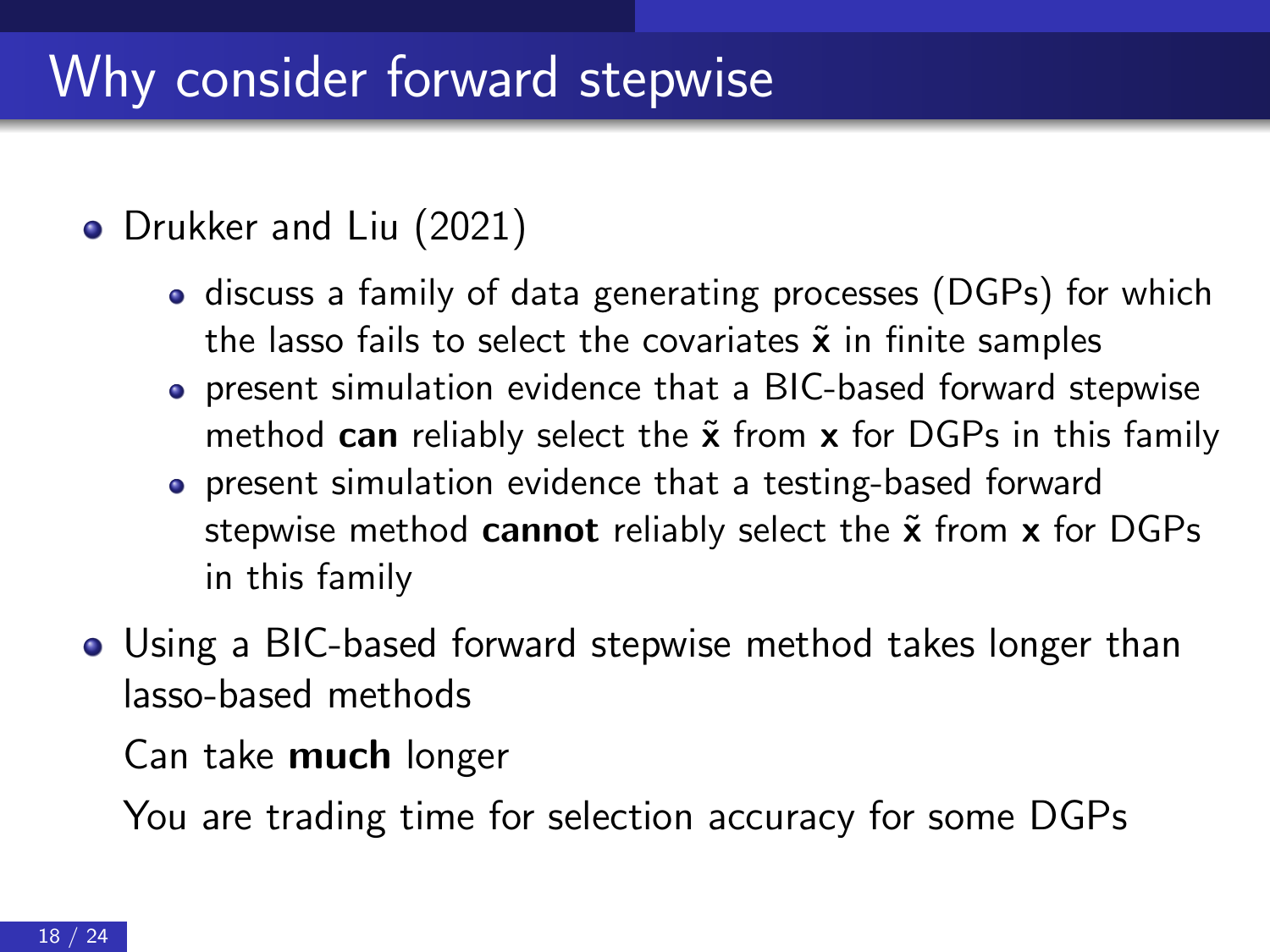# Why consider forward stepwise

- Drukker and Liu (2021)
  - discuss a family of data generating processes (DGPs) for which the lasso fails to select the covariates $\tilde{\mathbf{x}}$ in finite samples
  - present simulation evidence that a BIC-based forward stepwise method **can** reliably select the $\tilde{\mathbf{x}}$ from $\mathbf{x}$ for DGPs in this family
  - present simulation evidence that a testing-based forward stepwise method **cannot** reliably select the $\tilde{\mathbf{x}}$ from $\mathbf{x}$ for DGPs in this family
- Using a BIC-based forward stepwise method takes longer than lasso-based methods

  Can take **much** longer

  You are trading time for selection accuracy for some DGPs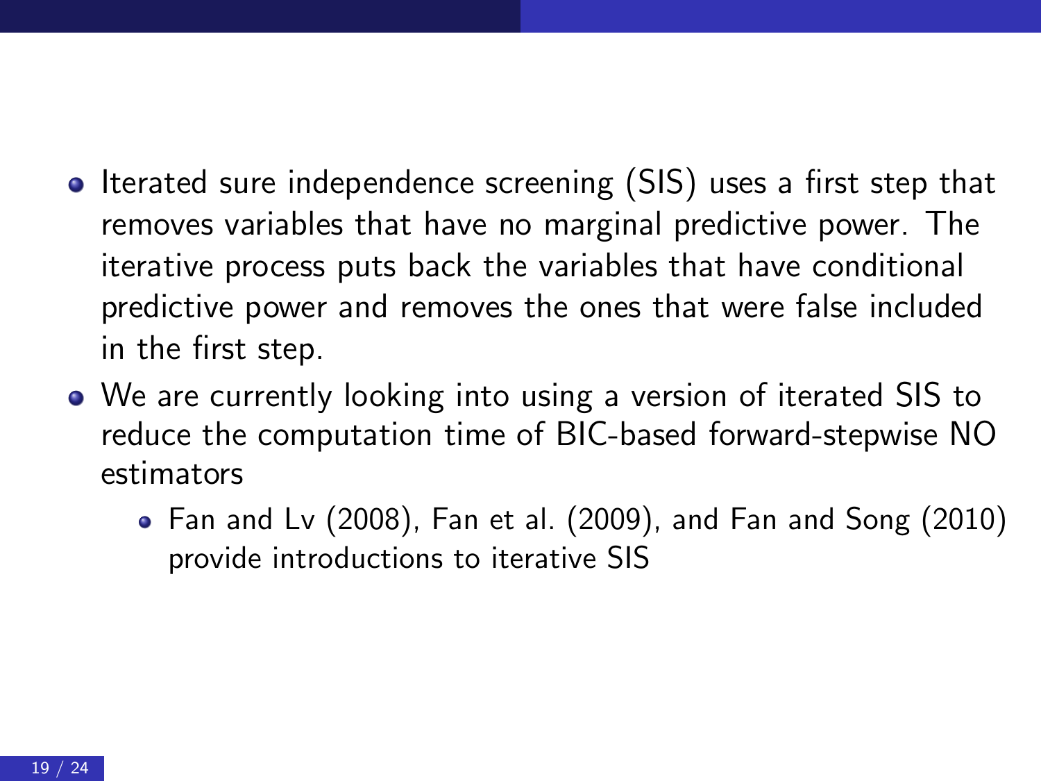- Iterated sure independence screening (SIS) uses a first step that removes variables that have no marginal predictive power. The iterative process puts back the variables that have conditional predictive power and removes the ones that were false included in the first step.
- We are currently looking into using a version of iterated SIS to reduce the computation time of BIC-based forward-stepwise NO estimators
  - Fan and Lv (2008), Fan et al. (2009), and Fan and Song (2010) provide introductions to iterative SIS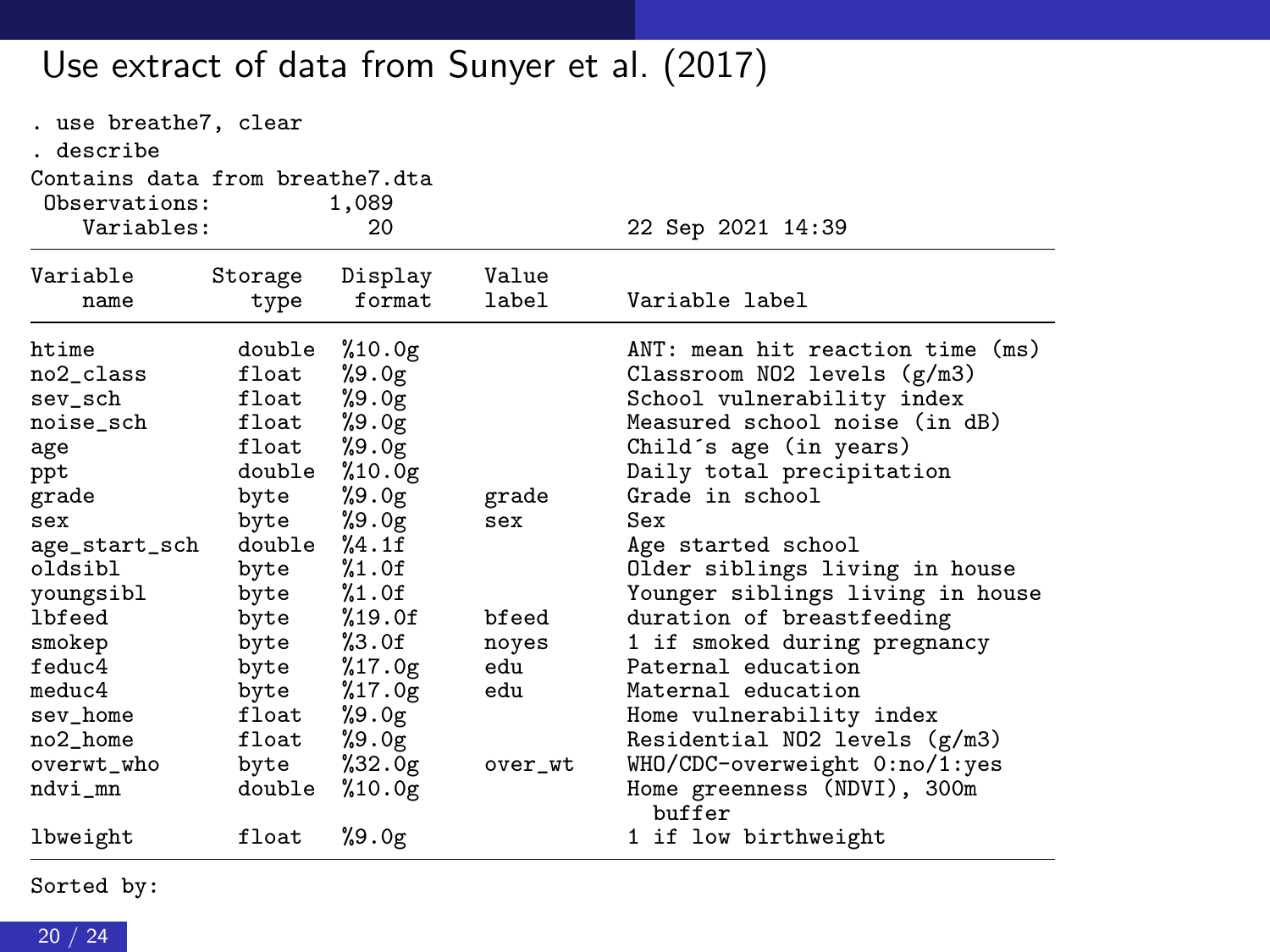# Use extract of data from Sunyer et al. (2017)

```
. use breathe7, clear
. describe
Contains data from breathe7.dta
 Observations:         1,089
    Variables:            20                  22 Sep 2021 14:39
------------------------------------------------------------------------------
Variable      Storage   Display    Value
    name         type    format    label      Variable label
------------------------------------------------------------------------------
htime           double  %10.0g                ANT: mean hit reaction time (ms)
no2_class       float   %9.0g                 Classroom NO2 levels (g/m3)
sev_sch         float   %9.0g                 School vulnerability index
noise_sch       float   %9.0g                 Measured school noise (in dB)
age             float   %9.0g                 Child´s age (in years)
ppt             double  %10.0g                Daily total precipitation
grade           byte    %9.0g      grade      Grade in school
sex             byte    %9.0g      sex        Sex
age_start_sch   double  %4.1f                 Age started school
oldsibl         byte    %1.0f                 Older siblings living in house
youngsibl       byte    %1.0f                 Younger siblings living in house
lbfeed          byte    %19.0f     bfeed      duration of breastfeeding
smokep          byte    %3.0f      noyes      1 if smoked during pregnancy
feduc4          byte    %17.0g     edu        Paternal education
meduc4          byte    %17.0g     edu        Maternal education
sev_home        float   %9.0g                 Home vulnerability index
no2_home        float   %9.0g                 Residential NO2 levels (g/m3)
overwt_who      byte    %32.0g     over_wt    WHO/CDC-overweight 0:no/1:yes
ndvi_mn         double  %10.0g                Home greenness (NDVI), 300m
                                                buffer
lbweight        float   %9.0g                 1 if low birthweight
------------------------------------------------------------------------------
Sorted by:
```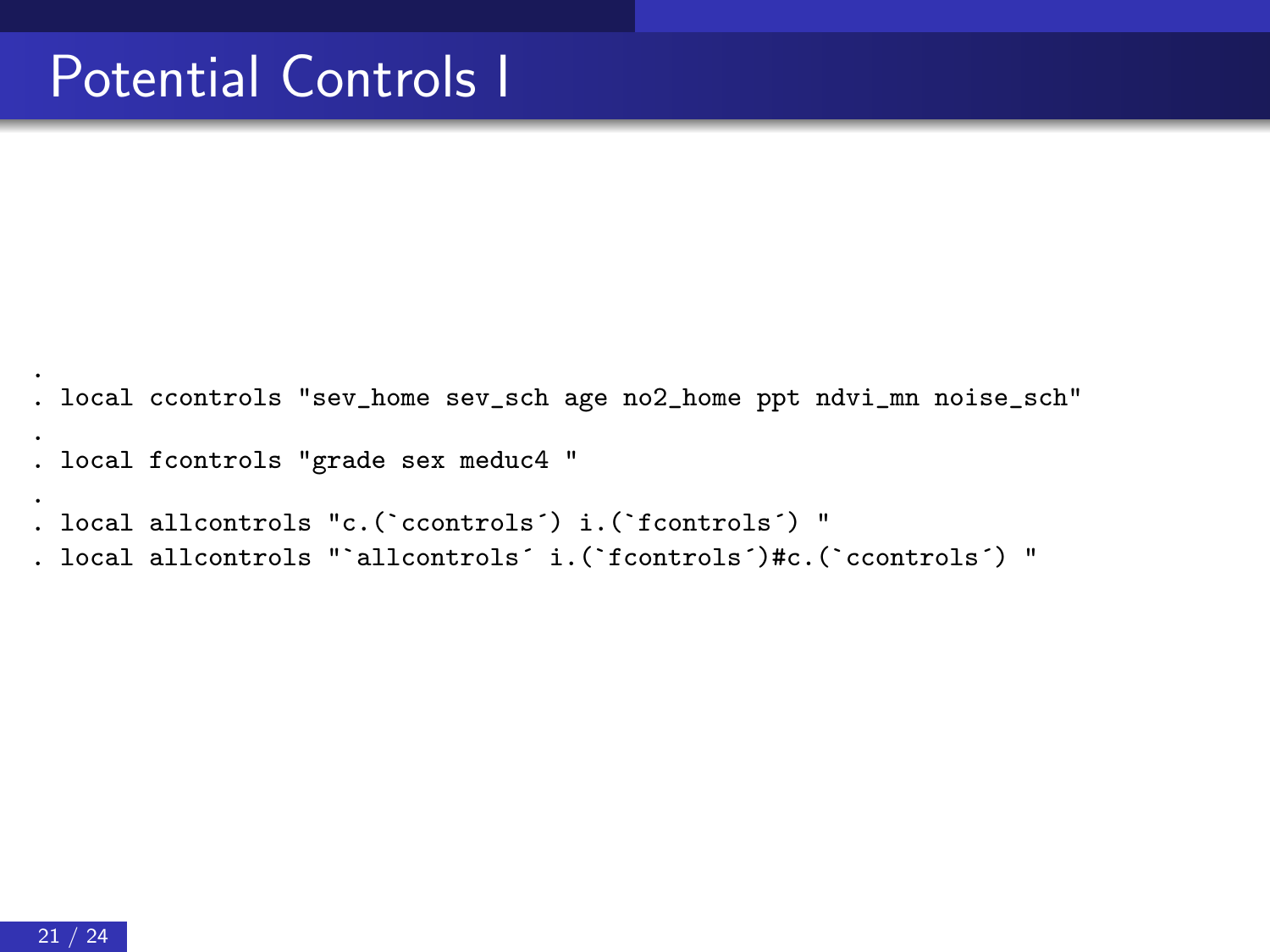# Potential Controls I

```
.
. local ccontrols "sev_home sev_sch age no2_home ppt ndvi_mn noise_sch"
.
. local fcontrols "grade sex meduc4 "
.
. local allcontrols "c.(`ccontrols´) i.(`fcontrols´) "
. local allcontrols "`allcontrols´ i.(`fcontrols´)#c.(`ccontrols´) "
```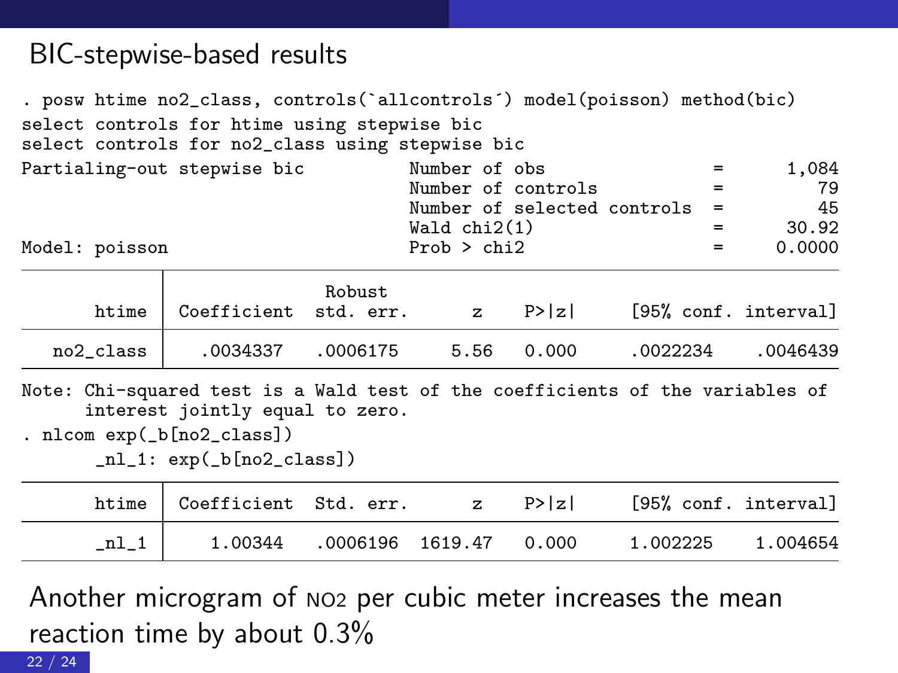## BIC-stepwise-based results

```
. posw htime no2_class, controls(`allcontrols´) model(poisson) method(bic)
select controls for htime using stepwise bic
select controls for no2_class using stepwise bic
Partialing-out stepwise bic          Number of obs                =      1,084
                                     Number of controls           =         79
                                     Number of selected controls  =         45
                                     Wald chi2(1)                 =      30.92
Model: poisson                       Prob > chi2                  =     0.0000
```

| htime | Coefficient | Robust std. err. | z | P>\|z\| | [95% conf. interval] | |
|---|---|---|---|---|---|---|
| no2_class | .0034337 | .0006175 | 5.56 | 0.000 | .0022234 | .0046439 |

```
Note: Chi-squared test is a Wald test of the coefficients of the variables of
      interest jointly equal to zero.
. nlcom exp(_b[no2_class])
       _nl_1: exp(_b[no2_class])
```

| htime | Coefficient | Std. err. | z | P>\|z\| | [95% conf. interval] | |
|---|---|---|---|---|---|---|
| _nl_1 | 1.00344 | .0006196 | 1619.47 | 0.000 | 1.002225 | 1.004654 |

Another microgram of NO2 per cubic meter increases the mean reaction time by about 0.3%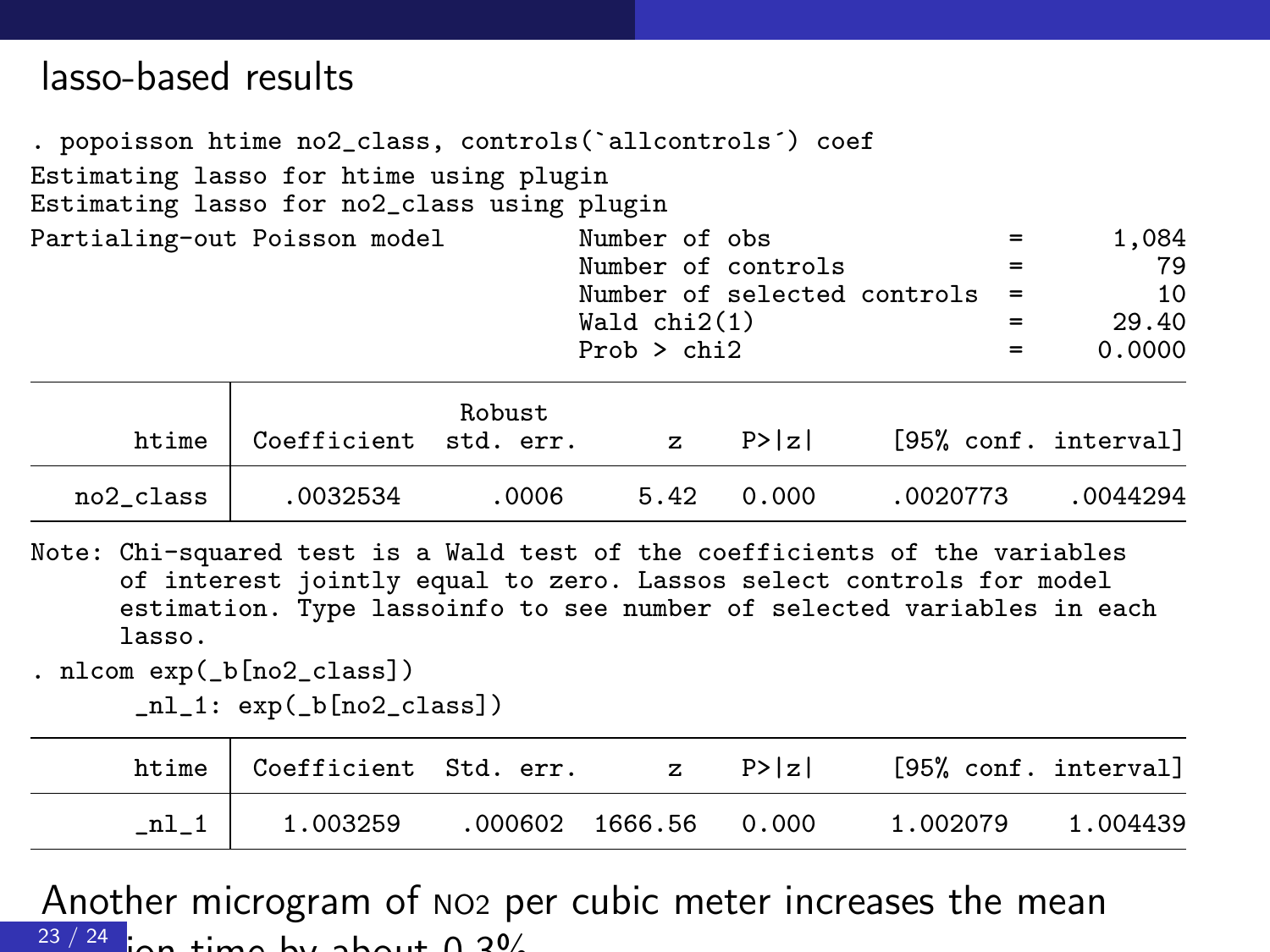# lasso-based results

```
. popoisson htime no2_class, controls(`allcontrols´) coef
Estimating lasso for htime using plugin
Estimating lasso for no2_class using plugin
Partialing-out Poisson model          Number of obs                =      1,084
                                      Number of controls           =         79
                                      Number of selected controls  =         10
                                      Wald chi2(1)                 =      29.40
                                      Prob > chi2                  =     0.0000

------------------------------------------------------------------------------
             |               Robust
       htime | Coefficient  std. err.      z    P>|z|     [95% conf. interval]
-------------+----------------------------------------------------------------
   no2_class |   .0032534      .0006     5.42   0.000     .0020773    .0044294
------------------------------------------------------------------------------
Note: Chi-squared test is a Wald test of the coefficients of the variables
      of interest jointly equal to zero. Lassos select controls for model
      estimation. Type lassoinfo to see number of selected variables in each
      lasso.
. nlcom exp(_b[no2_class])
       _nl_1: exp(_b[no2_class])

------------------------------------------------------------------------------
       htime | Coefficient  Std. err.      z    P>|z|     [95% conf. interval]
-------------+----------------------------------------------------------------
       _nl_1 |   1.003259    .000602  1666.56   0.000     1.002079    1.004439
------------------------------------------------------------------------------
```

Another microgram of NO2 per cubic meter increases the mean reaction time by about 0.3%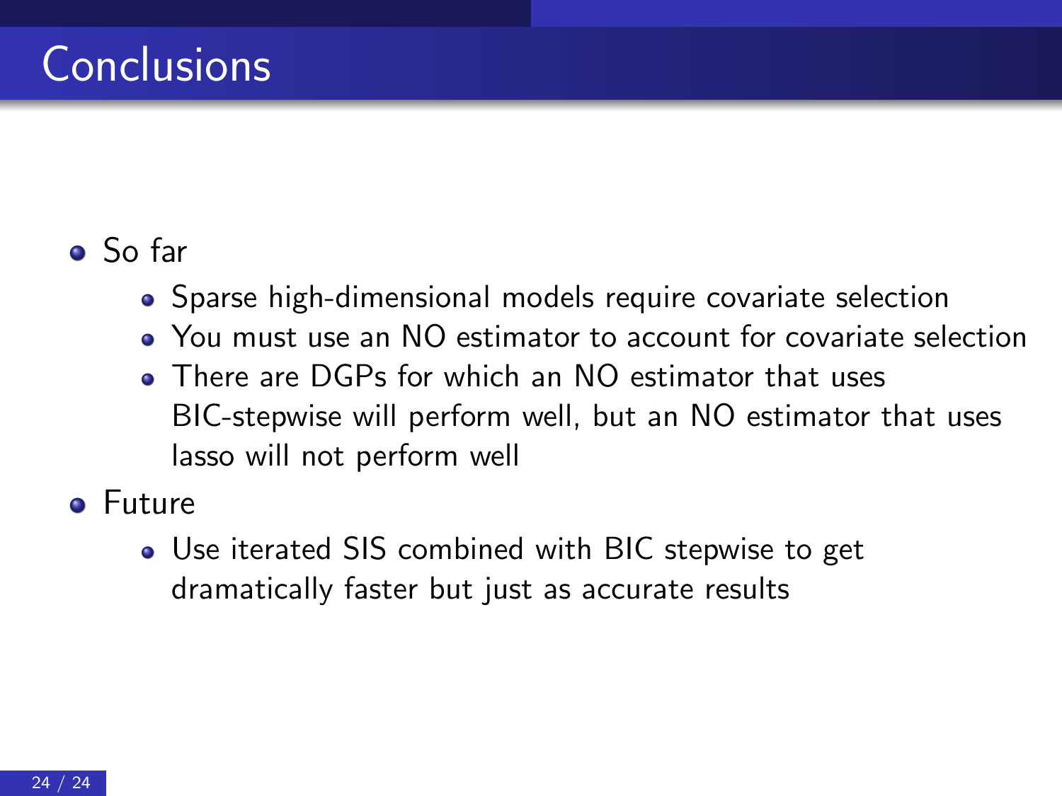# Conclusions

- So far
  - Sparse high-dimensional models require covariate selection
  - You must use an NO estimator to account for covariate selection
  - There are DGPs for which an NO estimator that uses BIC-stepwise will perform well, but an NO estimator that uses lasso will not perform well
- Future
  - Use iterated SIS combined with BIC stepwise to get dramatically faster but just as accurate results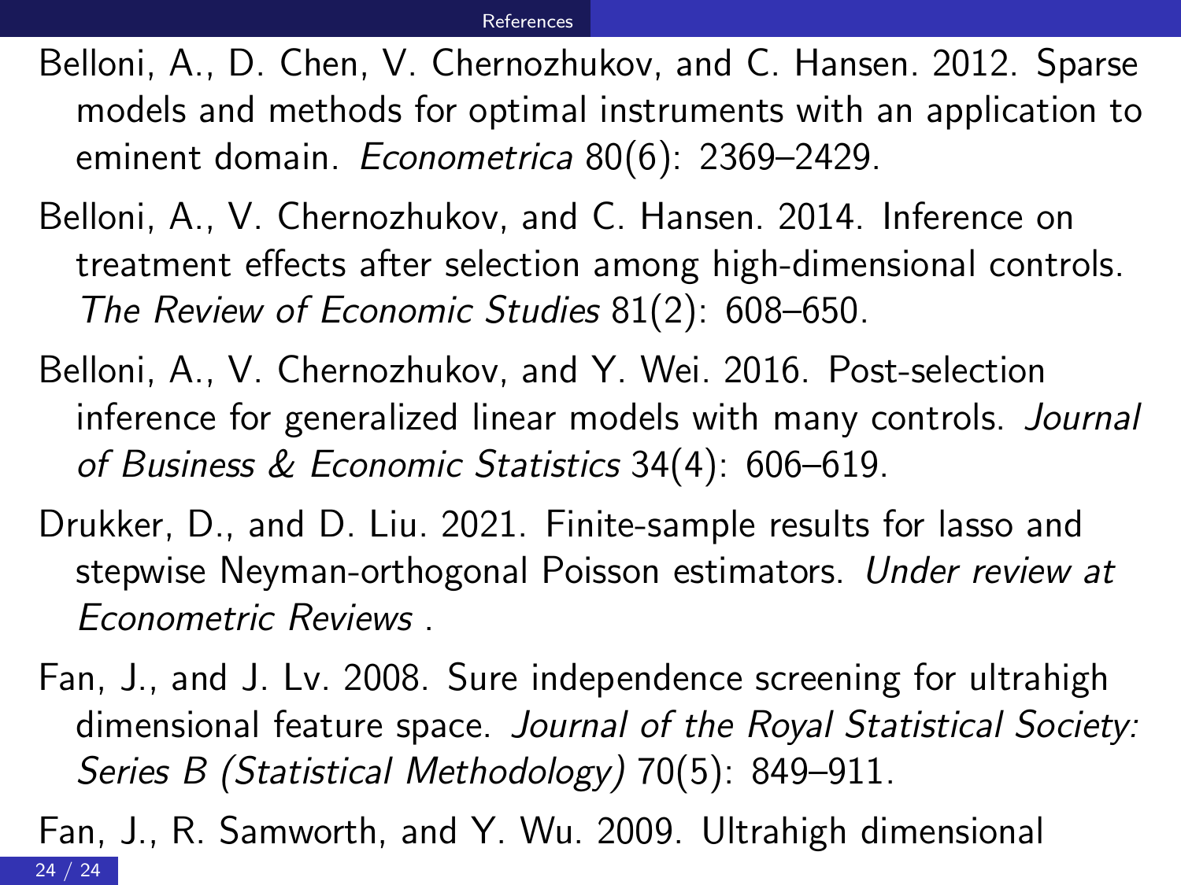Belloni, A., D. Chen, V. Chernozhukov, and C. Hansen. 2012. Sparse models and methods for optimal instruments with an application to eminent domain. *Econometrica* 80(6): 2369–2429.

Belloni, A., V. Chernozhukov, and C. Hansen. 2014. Inference on treatment effects after selection among high-dimensional controls. *The Review of Economic Studies* 81(2): 608–650.

Belloni, A., V. Chernozhukov, and Y. Wei. 2016. Post-selection inference for generalized linear models with many controls. *Journal of Business & Economic Statistics* 34(4): 606–619.

Drukker, D., and D. Liu. 2021. Finite-sample results for lasso and stepwise Neyman-orthogonal Poisson estimators. *Under review at Econometric Reviews* .

Fan, J., and J. Lv. 2008. Sure independence screening for ultrahigh dimensional feature space. *Journal of the Royal Statistical Society: Series B (Statistical Methodology)* 70(5): 849–911.

Fan, J., R. Samworth, and Y. Wu. 2009. Ultrahigh dimensional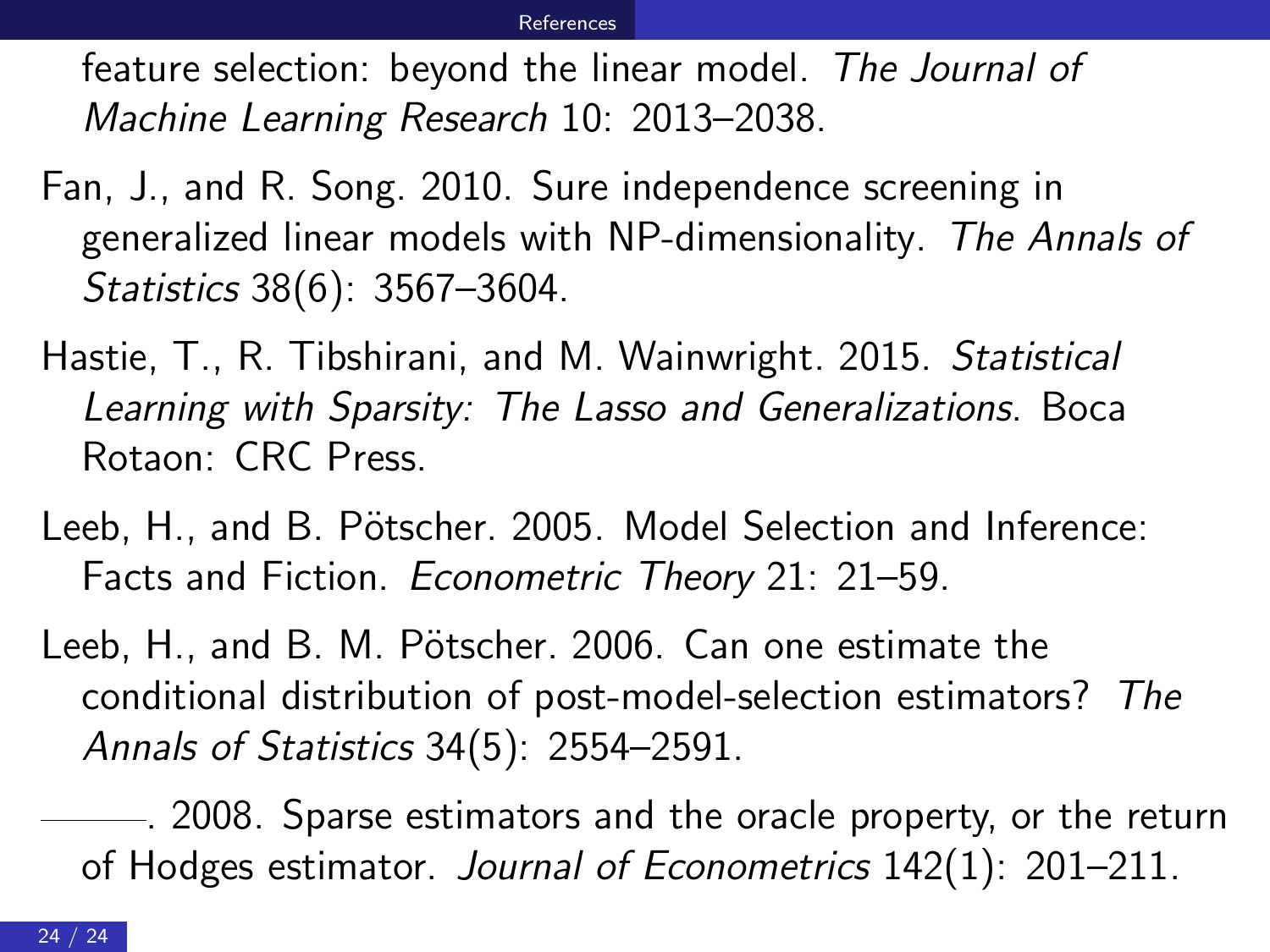feature selection: beyond the linear model. *The Journal of Machine Learning Research* 10: 2013–2038.

Fan, J., and R. Song. 2010. Sure independence screening in generalized linear models with NP-dimensionality. *The Annals of Statistics* 38(6): 3567–3604.

Hastie, T., R. Tibshirani, and M. Wainwright. 2015. *Statistical Learning with Sparsity: The Lasso and Generalizations*. Boca Rotaon: CRC Press.

Leeb, H., and B. Pötscher. 2005. Model Selection and Inference: Facts and Fiction. *Econometric Theory* 21: 21–59.

Leeb, H., and B. M. Pötscher. 2006. Can one estimate the conditional distribution of post-model-selection estimators? *The Annals of Statistics* 34(5): 2554–2591.

———. 2008. Sparse estimators and the oracle property, or the return of Hodges estimator. *Journal of Econometrics* 142(1): 201–211.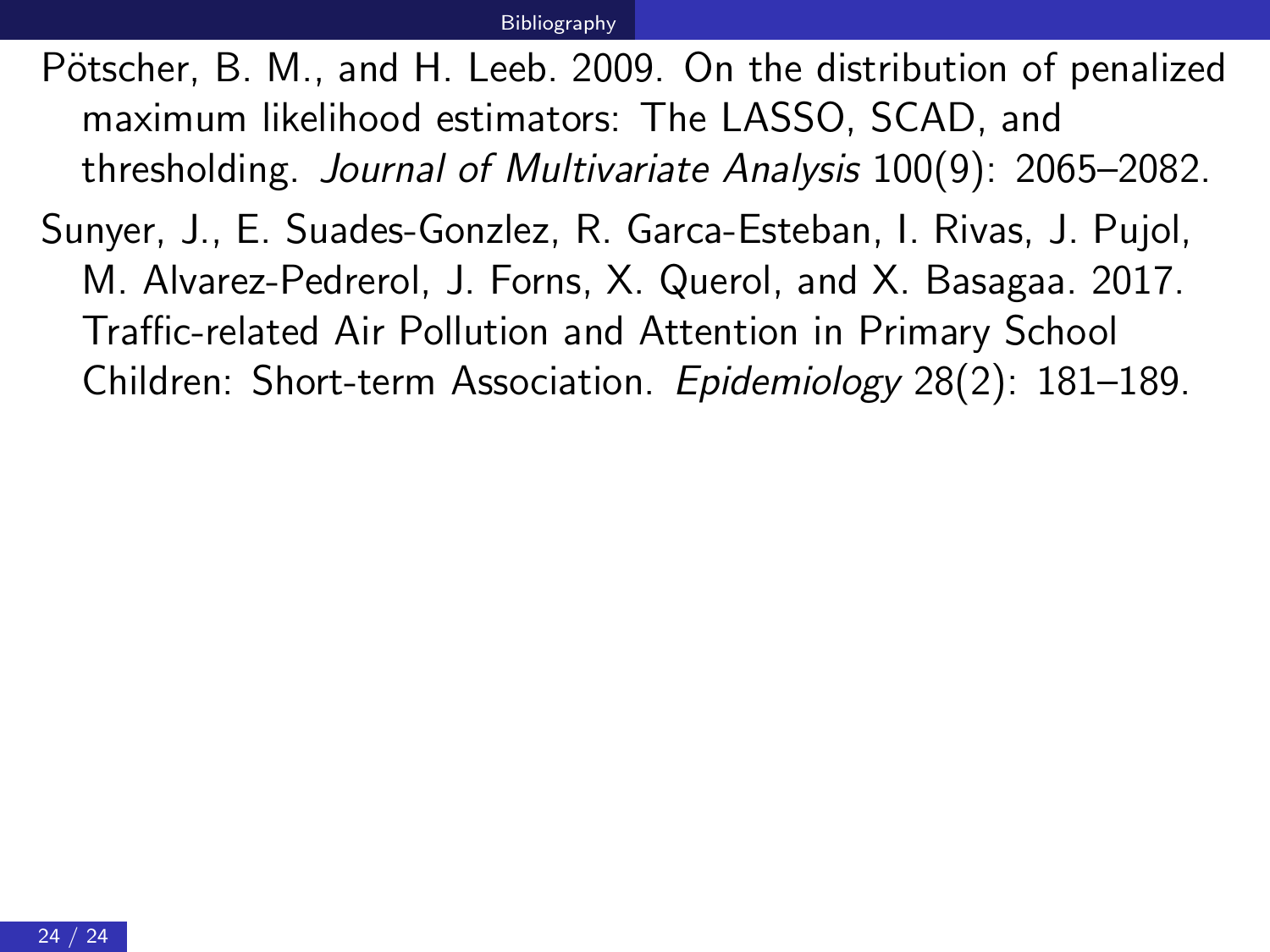Pötscher, B. M., and H. Leeb. 2009. On the distribution of penalized maximum likelihood estimators: The LASSO, SCAD, and thresholding. *Journal of Multivariate Analysis* 100(9): 2065–2082.

Sunyer, J., E. Suades-Gonzlez, R. Garca-Esteban, I. Rivas, J. Pujol, M. Alvarez-Pedrerol, J. Forns, X. Querol, and X. Basagaa. 2017. Traffic-related Air Pollution and Attention in Primary School Children: Short-term Association. *Epidemiology* 28(2): 181–189.